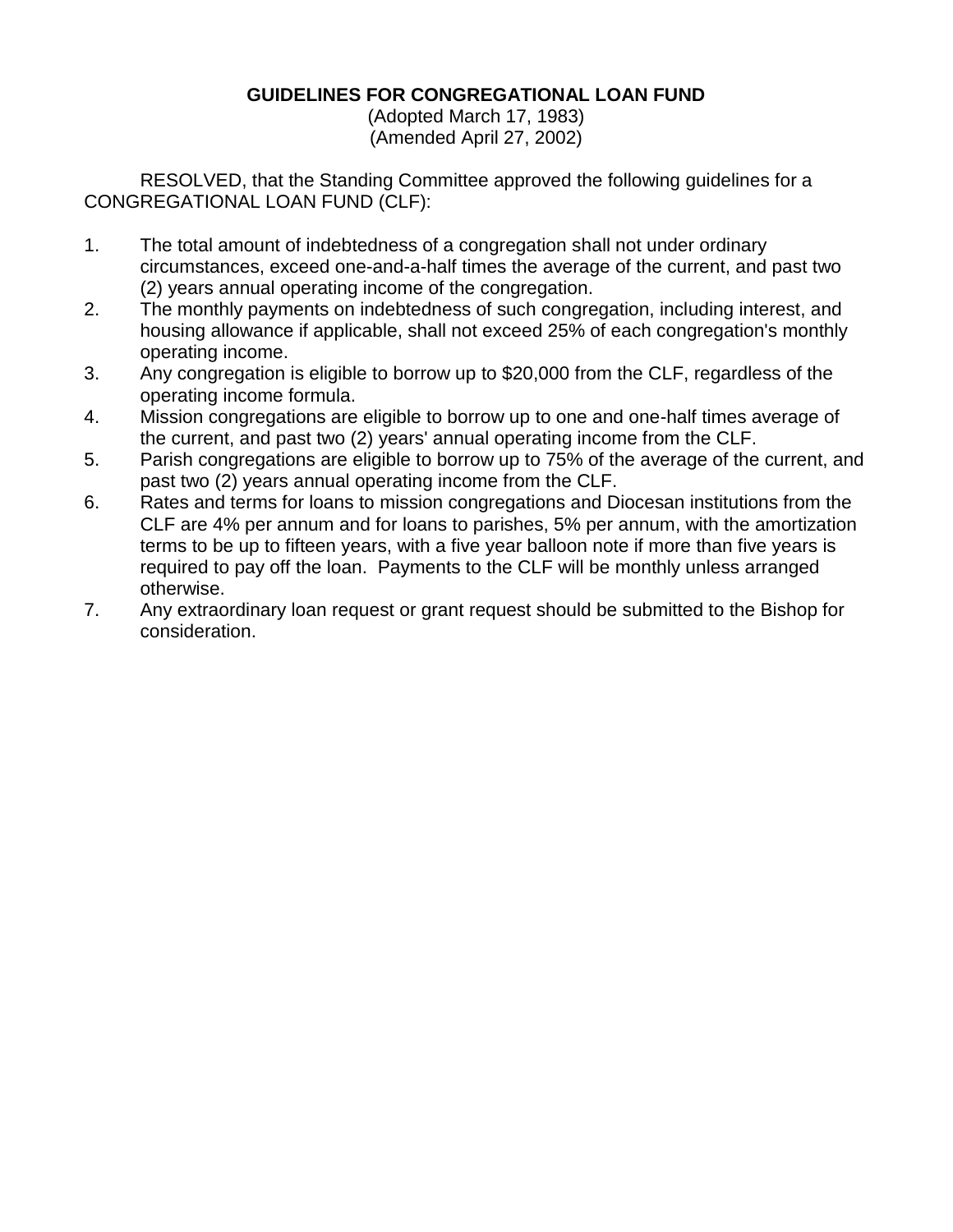# GUIDELINES FOR CONGREGATIONAL LOAN FUND

(Adopted March 17, 1983)
(Amended April 27, 2002)

RESOLVED, that the Standing Committee approved the following guidelines for a CONGREGATIONAL LOAN FUND (CLF):

1. The total amount of indebtedness of a congregation shall not under ordinary circumstances, exceed one-and-a-half times the average of the current, and past two (2) years annual operating income of the congregation.
2. The monthly payments on indebtedness of such congregation, including interest, and housing allowance if applicable, shall not exceed 25% of each congregation's monthly operating income.
3. Any congregation is eligible to borrow up to $20,000 from the CLF, regardless of the operating income formula.
4. Mission congregations are eligible to borrow up to one and one-half times average of the current, and past two (2) years' annual operating income from the CLF.
5. Parish congregations are eligible to borrow up to 75% of the average of the current, and past two (2) years annual operating income from the CLF.
6. Rates and terms for loans to mission congregations and Diocesan institutions from the CLF are 4% per annum and for loans to parishes, 5% per annum, with the amortization terms to be up to fifteen years, with a five year balloon note if more than five years is required to pay off the loan. Payments to the CLF will be monthly unless arranged otherwise.
7. Any extraordinary loan request or grant request should be submitted to the Bishop for consideration.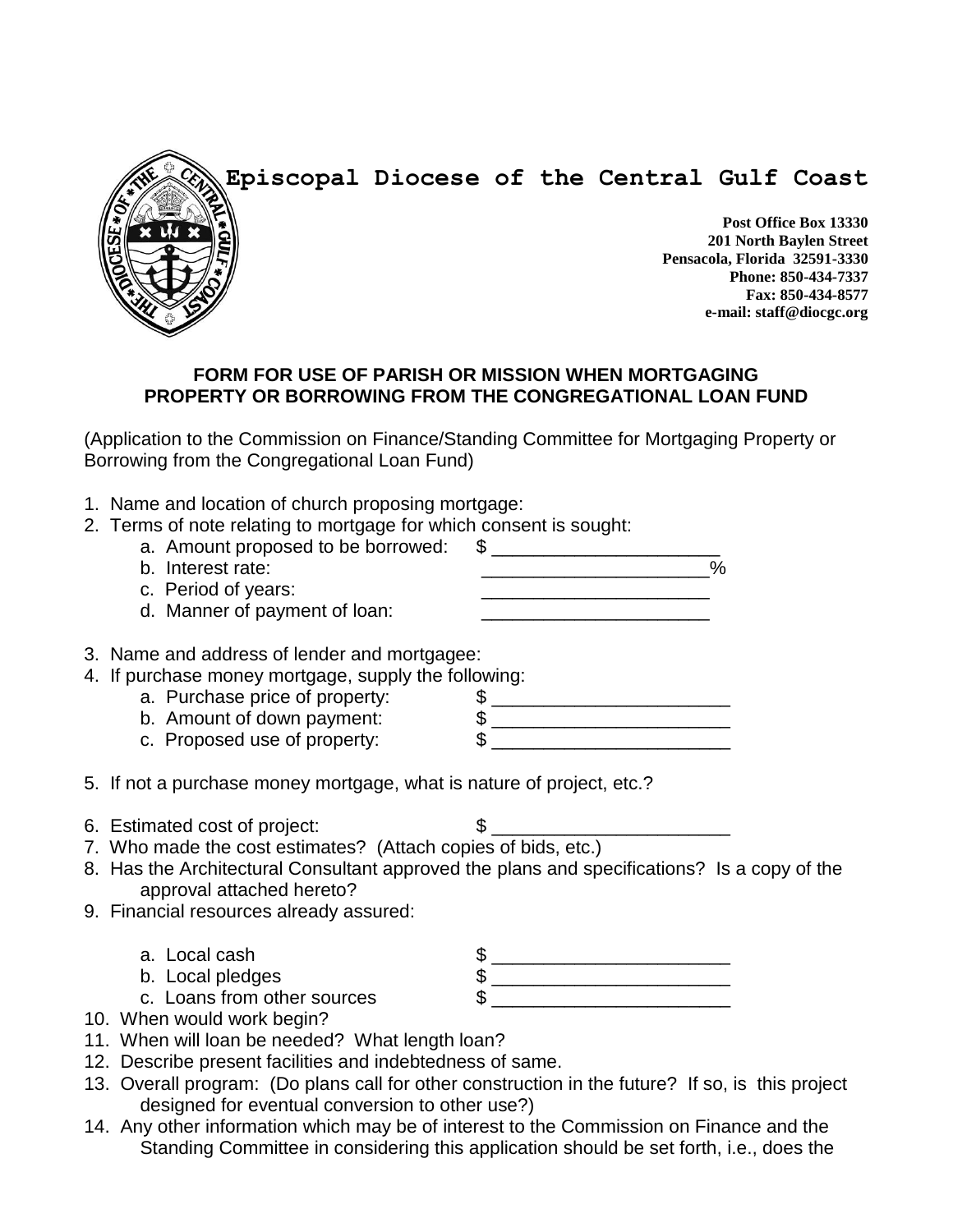# Episcopal Diocese of the Central Gulf Coast

**Post Office Box 13330**
**201 North Baylen Street**
**Pensacola, Florida 32591-3330**
**Phone: 850-434-7337**
**Fax: 850-434-8577**
**e-mail: staff@diocgc.org**

## FORM FOR USE OF PARISH OR MISSION WHEN MORTGAGING PROPERTY OR BORROWING FROM THE CONGREGATIONAL LOAN FUND

(Application to the Commission on Finance/Standing Committee for Mortgaging Property or Borrowing from the Congregational Loan Fund)

1. Name and location of church proposing mortgage:
2. Terms of note relating to mortgage for which consent is sought:
   a. Amount proposed to be borrowed: $ ______________________
   b. Interest rate: ______________________%
   c. Period of years: ______________________
   d. Manner of payment of loan: ______________________
3. Name and address of lender and mortgagee:
4. If purchase money mortgage, supply the following:
   a. Purchase price of property: $ ______________________
   b. Amount of down payment: $ ______________________
   c. Proposed use of property: $ ______________________
5. If not a purchase money mortgage, what is nature of project, etc.?
6. Estimated cost of project: $ ______________________
7. Who made the cost estimates? (Attach copies of bids, etc.)
8. Has the Architectural Consultant approved the plans and specifications? Is a copy of the approval attached hereto?
9. Financial resources already assured:
   a. Local cash $ ______________________
   b. Local pledges $ ______________________
   c. Loans from other sources $ ______________________
10. When would work begin?
11. When will loan be needed? What length loan?
12. Describe present facilities and indebtedness of same.
13. Overall program: (Do plans call for other construction in the future? If so, is this project designed for eventual conversion to other use?)
14. Any other information which may be of interest to the Commission on Finance and the Standing Committee in considering this application should be set forth, i.e., does the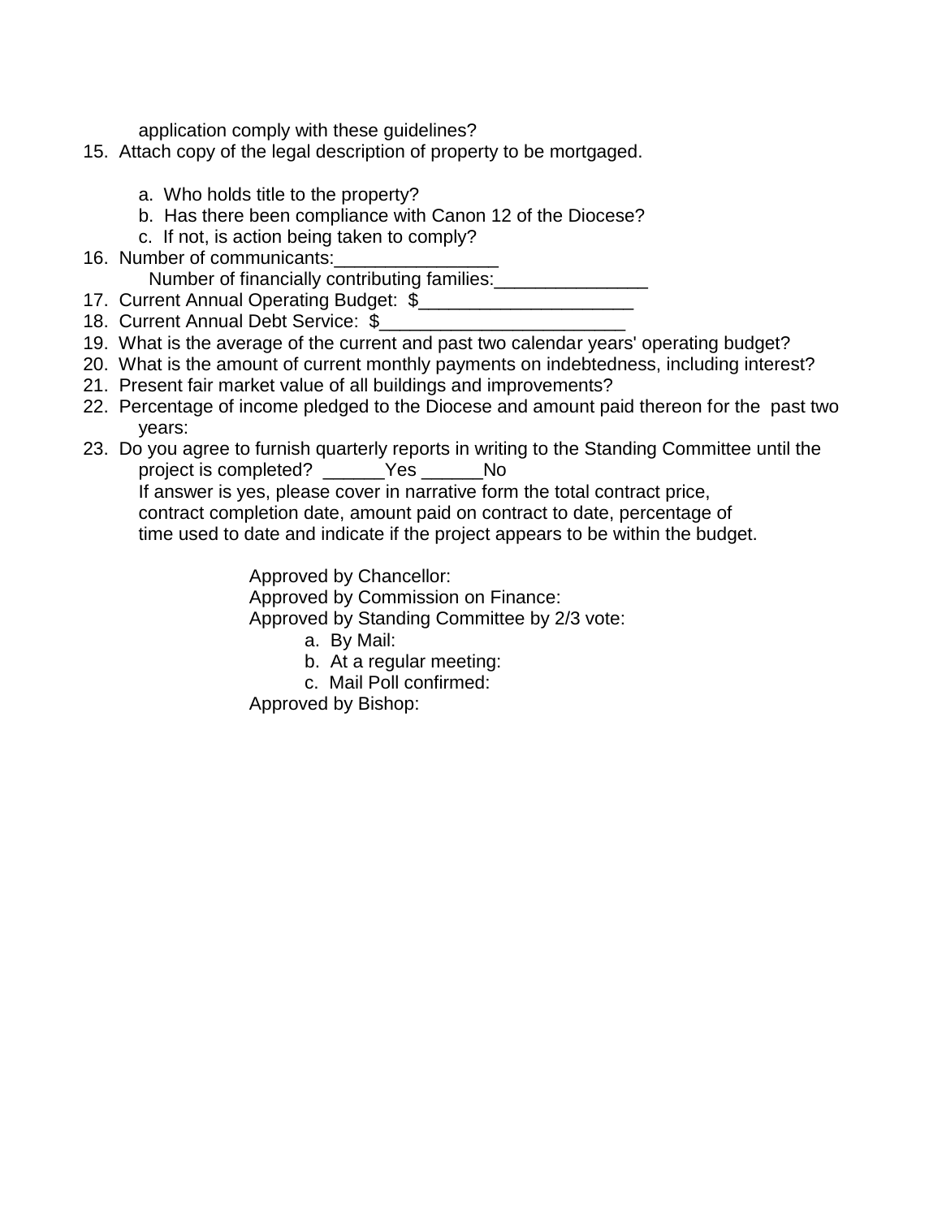application comply with these guidelines?

15. Attach copy of the legal description of property to be mortgaged.

    a. Who holds title to the property?
    b. Has there been compliance with Canon 12 of the Diocese?
    c. If not, is action being taken to comply?
16. Number of communicants:________________
    Number of financially contributing families:_______________
17. Current Annual Operating Budget: $_____________________
18. Current Annual Debt Service: $________________________
19. What is the average of the current and past two calendar years' operating budget?
20. What is the amount of current monthly payments on indebtedness, including interest?
21. Present fair market value of all buildings and improvements?
22. Percentage of income pledged to the Diocese and amount paid thereon for the past two years:
23. Do you agree to furnish quarterly reports in writing to the Standing Committee until the project is completed? ______Yes ______No
    If answer is yes, please cover in narrative form the total contract price, contract completion date, amount paid on contract to date, percentage of time used to date and indicate if the project appears to be within the budget.

Approved by Chancellor:
Approved by Commission on Finance:
Approved by Standing Committee by 2/3 vote:
  a. By Mail:
  b. At a regular meeting:
  c. Mail Poll confirmed:
Approved by Bishop: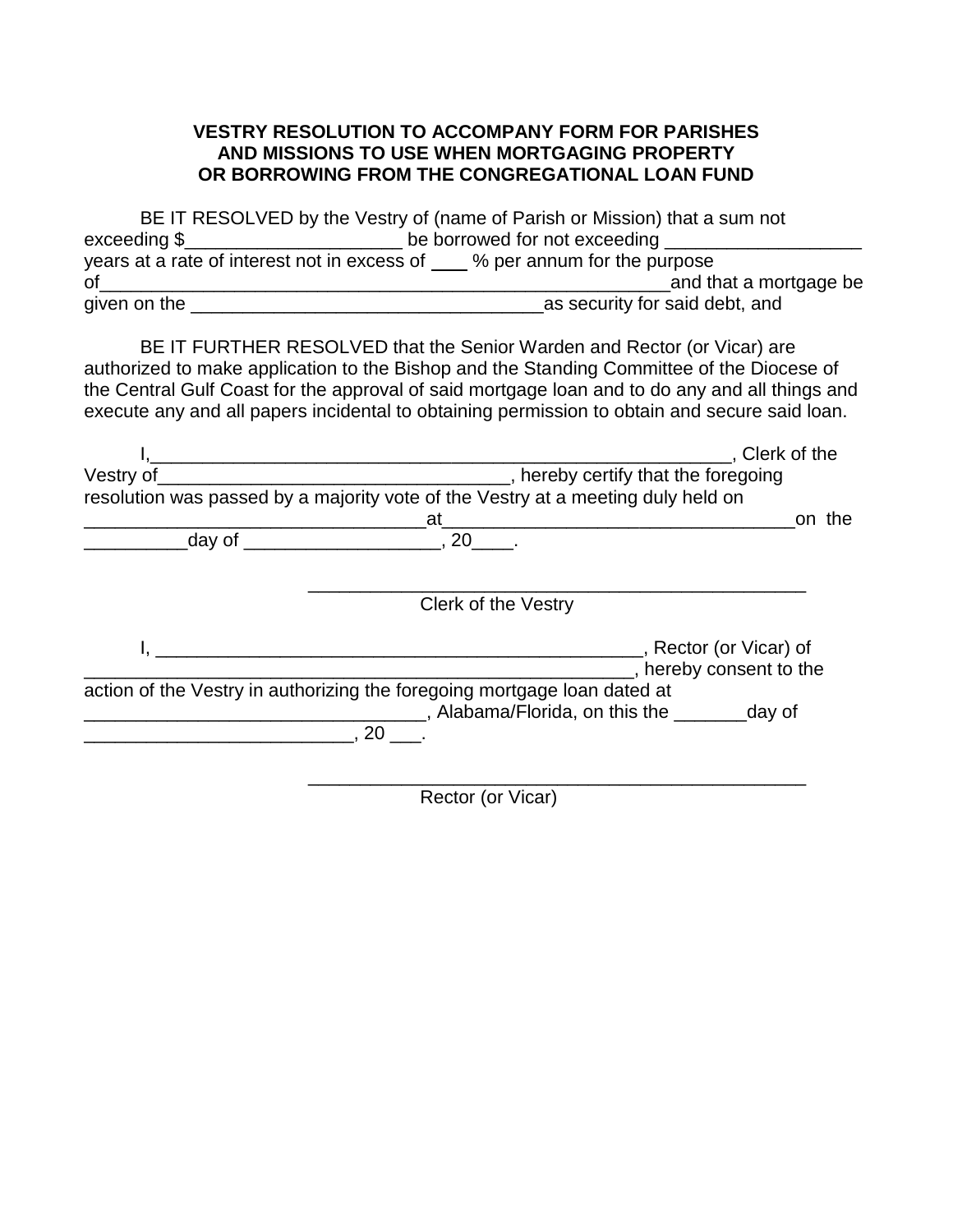**VESTRY RESOLUTION TO ACCOMPANY FORM FOR PARISHES AND MISSIONS TO USE WHEN MORTGAGING PROPERTY OR BORROWING FROM THE CONGREGATIONAL LOAN FUND**

BE IT RESOLVED by the Vestry of (name of Parish or Mission) that a sum not exceeding $____________________ be borrowed for not exceeding __________________ years at a rate of interest not in excess of ___ % per annum for the purpose of_____________________________________________________and that a mortgage be given on the __________________________________as security for said debt, and

BE IT FURTHER RESOLVED that the Senior Warden and Rector (or Vicar) are authorized to make application to the Bishop and the Standing Committee of the Diocese of the Central Gulf Coast for the approval of said mortgage loan and to do any and all things and execute any and all papers incidental to obtaining permission to obtain and secure said loan.

I,_______________________________________________________, Clerk of the Vestry of_________________________________, hereby certify that the foregoing resolution was passed by a majority vote of the Vestry at a meeting duly held on ________________________________at________________________________on the __________day of __________________, 20____.

_______________________________________________
Clerk of the Vestry

I, ______________________________________________, Rector (or Vicar) of _____________________________________________________, hereby consent to the action of the Vestry in authorizing the foregoing mortgage loan dated at ________________________________, Alabama/Florida, on this the _______day of _________________________, 20 ___.

_______________________________________________
Rector (or Vicar)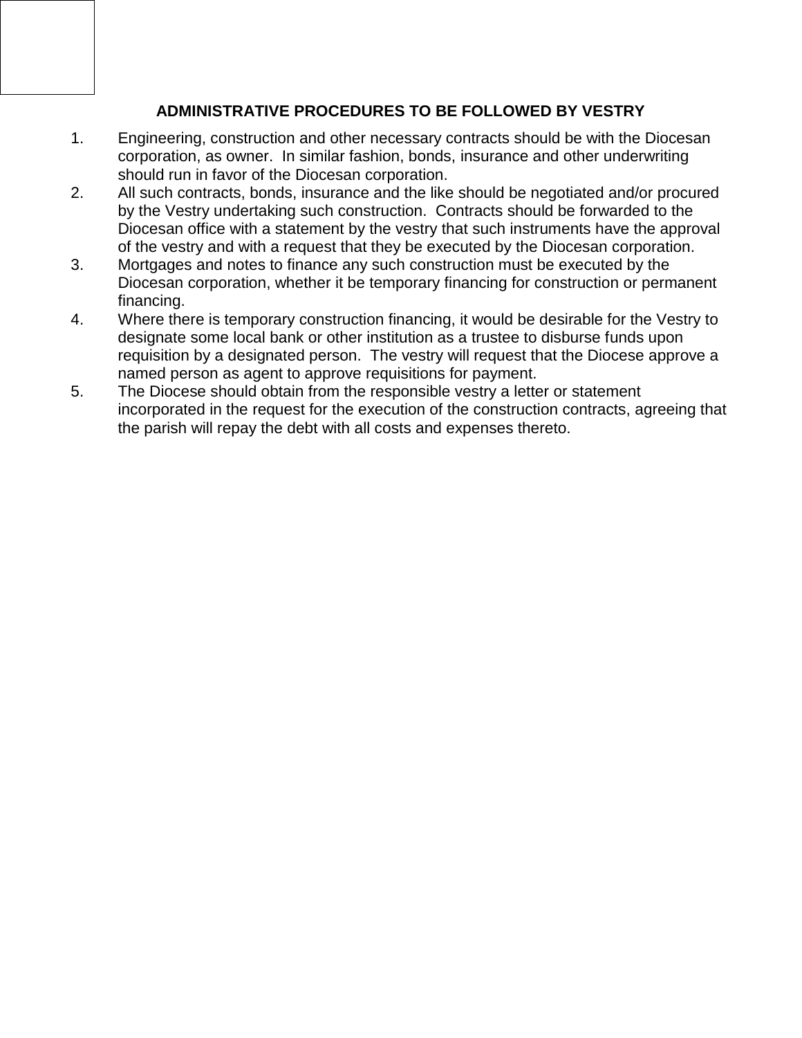## ADMINISTRATIVE PROCEDURES TO BE FOLLOWED BY VESTRY

1. Engineering, construction and other necessary contracts should be with the Diocesan corporation, as owner. In similar fashion, bonds, insurance and other underwriting should run in favor of the Diocesan corporation.
2. All such contracts, bonds, insurance and the like should be negotiated and/or procured by the Vestry undertaking such construction. Contracts should be forwarded to the Diocesan office with a statement by the vestry that such instruments have the approval of the vestry and with a request that they be executed by the Diocesan corporation.
3. Mortgages and notes to finance any such construction must be executed by the Diocesan corporation, whether it be temporary financing for construction or permanent financing.
4. Where there is temporary construction financing, it would be desirable for the Vestry to designate some local bank or other institution as a trustee to disburse funds upon requisition by a designated person. The vestry will request that the Diocese approve a named person as agent to approve requisitions for payment.
5. The Diocese should obtain from the responsible vestry a letter or statement incorporated in the request for the execution of the construction contracts, agreeing that the parish will repay the debt with all costs and expenses thereto.